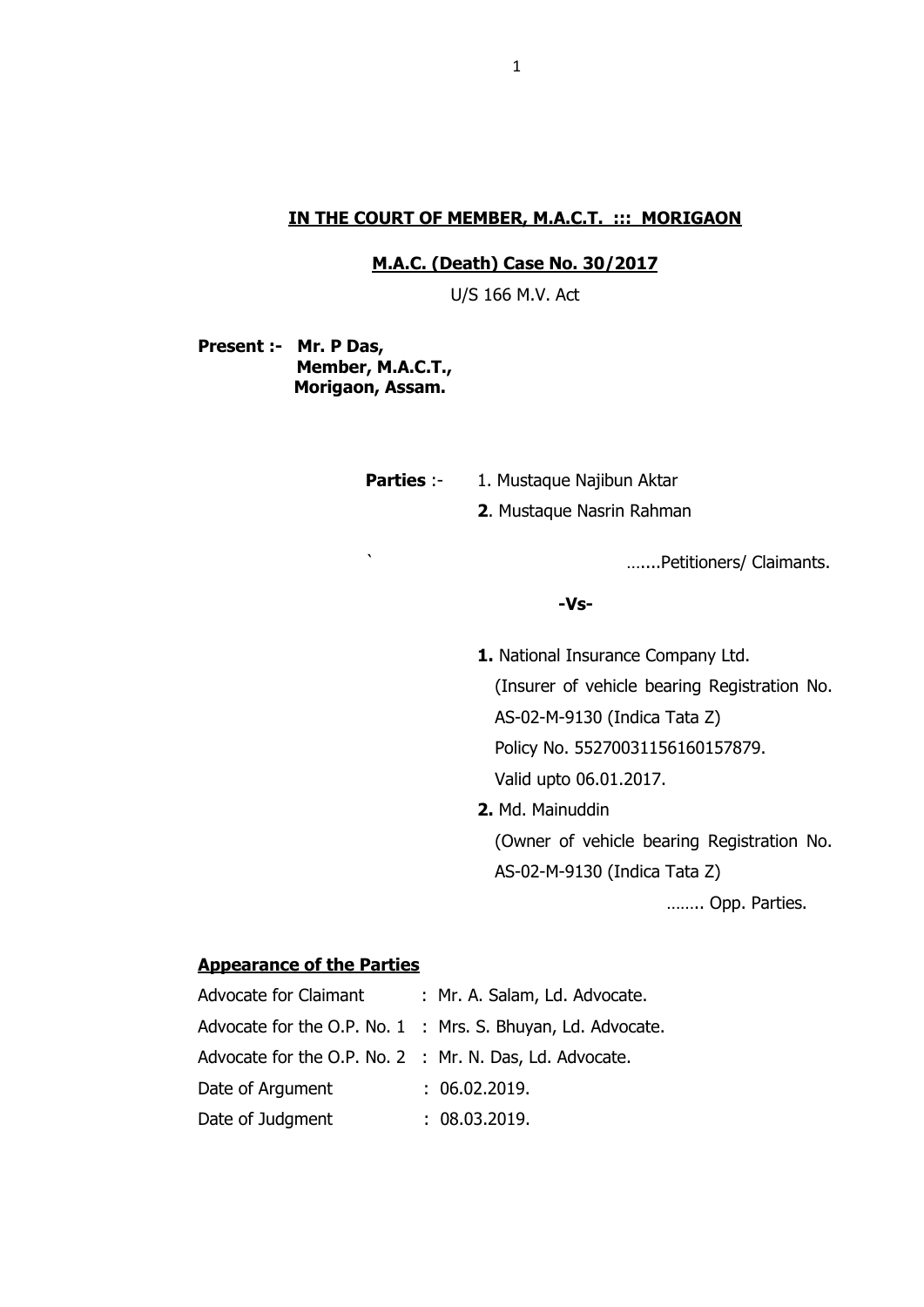**IN THE COURT OF MEMBER, M.A.C.T. ::: MORIGAON**

**M.A.C. (Death) Case No. 30/2017**

U/S 166 M.V. Act

**Present :- Mr. P Das,**
**Member, M.A.C.T.,**
**Morigaon, Assam.**

**Parties** :- 1. Mustaque Najibun Aktar

**2**. Mustaque Nasrin Rahman

` …....Petitioners/ Claimants.

**-Vs-**

**1.** National Insurance Company Ltd.
(Insurer of vehicle bearing Registration No. AS-02-M-9130 (Indica Tata Z)
Policy No. 55270031156160157879.
Valid upto 06.01.2017.

**2.** Md. Mainuddin
(Owner of vehicle bearing Registration No. AS-02-M-9130 (Indica Tata Z)

…….. Opp. Parties.

**Appearance of the Parties**

Advocate for Claimant : Mr. A. Salam, Ld. Advocate.
Advocate for the O.P. No. 1 : Mrs. S. Bhuyan, Ld. Advocate.
Advocate for the O.P. No. 2 : Mr. N. Das, Ld. Advocate.
Date of Argument : 06.02.2019.
Date of Judgment : 08.03.2019.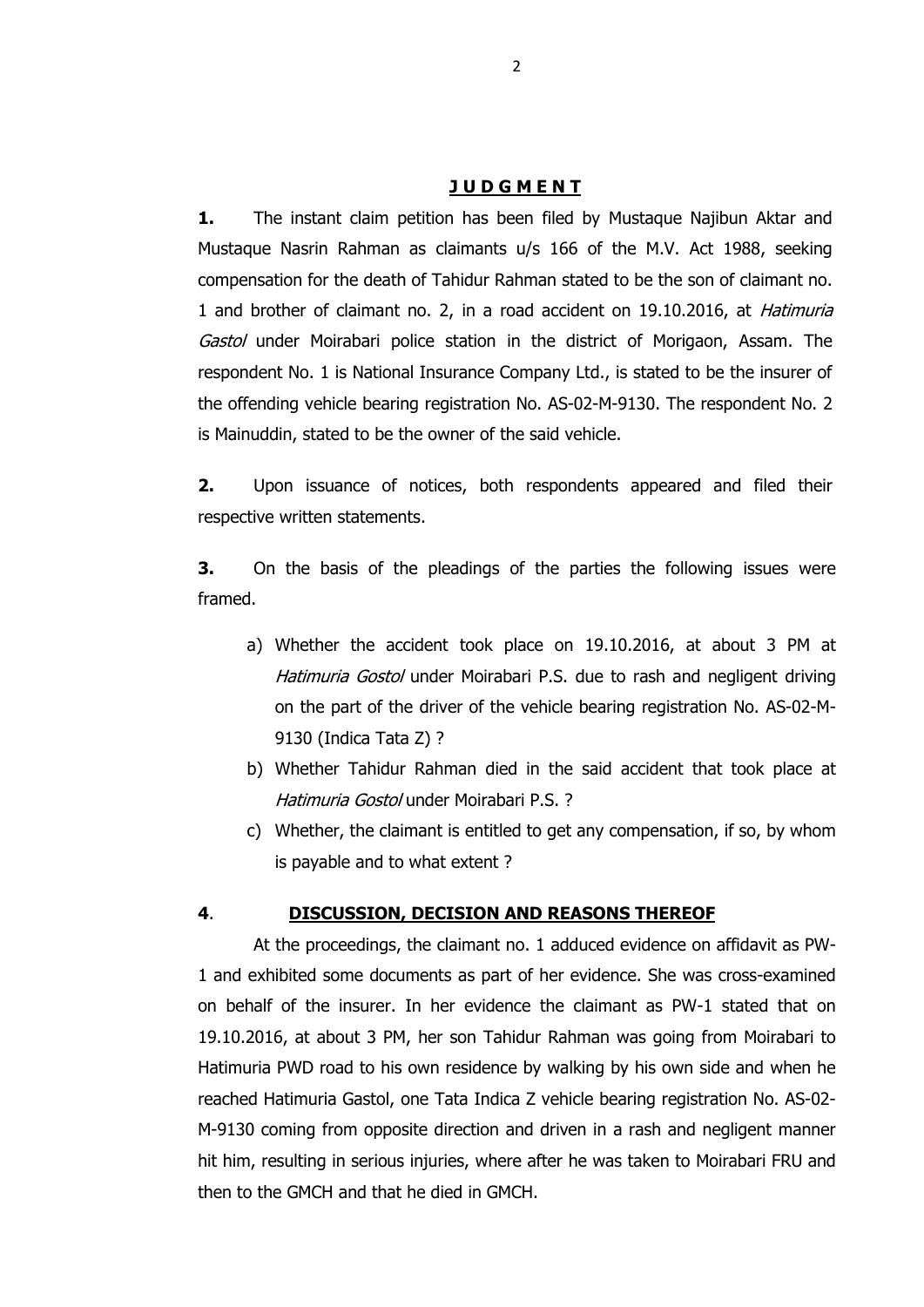## **J U D G M E N T**

**1.** The instant claim petition has been filed by Mustaque Najibun Aktar and Mustaque Nasrin Rahman as claimants u/s 166 of the M.V. Act 1988, seeking compensation for the death of Tahidur Rahman stated to be the son of claimant no. 1 and brother of claimant no. 2, in a road accident on 19.10.2016, at *Hatimuria Gastol* under Moirabari police station in the district of Morigaon, Assam. The respondent No. 1 is National Insurance Company Ltd., is stated to be the insurer of the offending vehicle bearing registration No. AS-02-M-9130. The respondent No. 2 is Mainuddin, stated to be the owner of the said vehicle.

**2.** Upon issuance of notices, both respondents appeared and filed their respective written statements.

**3.** On the basis of the pleadings of the parties the following issues were framed.

a) Whether the accident took place on 19.10.2016, at about 3 PM at *Hatimuria Gostol* under Moirabari P.S. due to rash and negligent driving on the part of the driver of the vehicle bearing registration No. AS-02-M-9130 (Indica Tata Z) ?

b) Whether Tahidur Rahman died in the said accident that took place at *Hatimuria Gostol* under Moirabari P.S. ?

c) Whether, the claimant is entitled to get any compensation, if so, by whom is payable and to what extent ?

**4**. **DISCUSSION, DECISION AND REASONS THEREOF**

At the proceedings, the claimant no. 1 adduced evidence on affidavit as PW-1 and exhibited some documents as part of her evidence. She was cross-examined on behalf of the insurer. In her evidence the claimant as PW-1 stated that on 19.10.2016, at about 3 PM, her son Tahidur Rahman was going from Moirabari to Hatimuria PWD road to his own residence by walking by his own side and when he reached Hatimuria Gastol, one Tata Indica Z vehicle bearing registration No. AS-02-M-9130 coming from opposite direction and driven in a rash and negligent manner hit him, resulting in serious injuries, where after he was taken to Moirabari FRU and then to the GMCH and that he died in GMCH.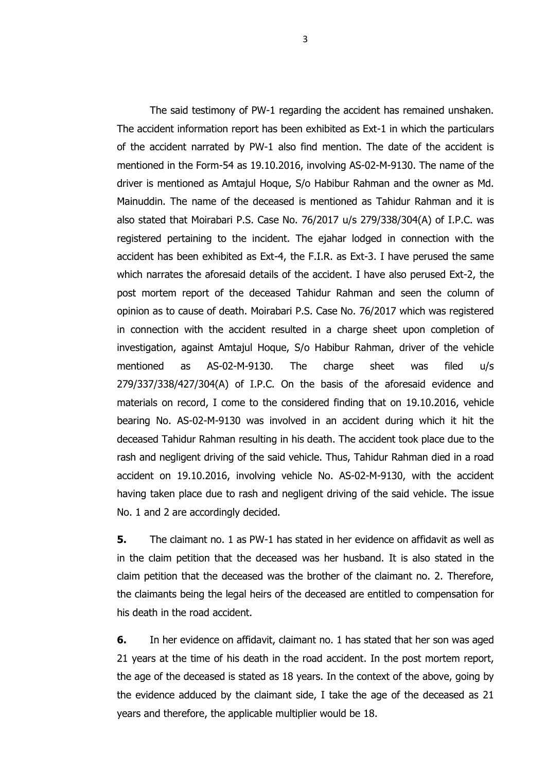The said testimony of PW-1 regarding the accident has remained unshaken. The accident information report has been exhibited as Ext-1 in which the particulars of the accident narrated by PW-1 also find mention. The date of the accident is mentioned in the Form-54 as 19.10.2016, involving AS-02-M-9130. The name of the driver is mentioned as Amtajul Hoque, S/o Habibur Rahman and the owner as Md. Mainuddin. The name of the deceased is mentioned as Tahidur Rahman and it is also stated that Moirabari P.S. Case No. 76/2017 u/s 279/338/304(A) of I.P.C. was registered pertaining to the incident. The ejahar lodged in connection with the accident has been exhibited as Ext-4, the F.I.R. as Ext-3. I have perused the same which narrates the aforesaid details of the accident. I have also perused Ext-2, the post mortem report of the deceased Tahidur Rahman and seen the column of opinion as to cause of death. Moirabari P.S. Case No. 76/2017 which was registered in connection with the accident resulted in a charge sheet upon completion of investigation, against Amtajul Hoque, S/o Habibur Rahman, driver of the vehicle mentioned as AS-02-M-9130. The charge sheet was filed u/s 279/337/338/427/304(A) of I.P.C. On the basis of the aforesaid evidence and materials on record, I come to the considered finding that on 19.10.2016, vehicle bearing No. AS-02-M-9130 was involved in an accident during which it hit the deceased Tahidur Rahman resulting in his death. The accident took place due to the rash and negligent driving of the said vehicle. Thus, Tahidur Rahman died in a road accident on 19.10.2016, involving vehicle No. AS-02-M-9130, with the accident having taken place due to rash and negligent driving of the said vehicle. The issue No. 1 and 2 are accordingly decided.

**5.** The claimant no. 1 as PW-1 has stated in her evidence on affidavit as well as in the claim petition that the deceased was her husband. It is also stated in the claim petition that the deceased was the brother of the claimant no. 2. Therefore, the claimants being the legal heirs of the deceased are entitled to compensation for his death in the road accident.

**6.** In her evidence on affidavit, claimant no. 1 has stated that her son was aged 21 years at the time of his death in the road accident. In the post mortem report, the age of the deceased is stated as 18 years. In the context of the above, going by the evidence adduced by the claimant side, I take the age of the deceased as 21 years and therefore, the applicable multiplier would be 18.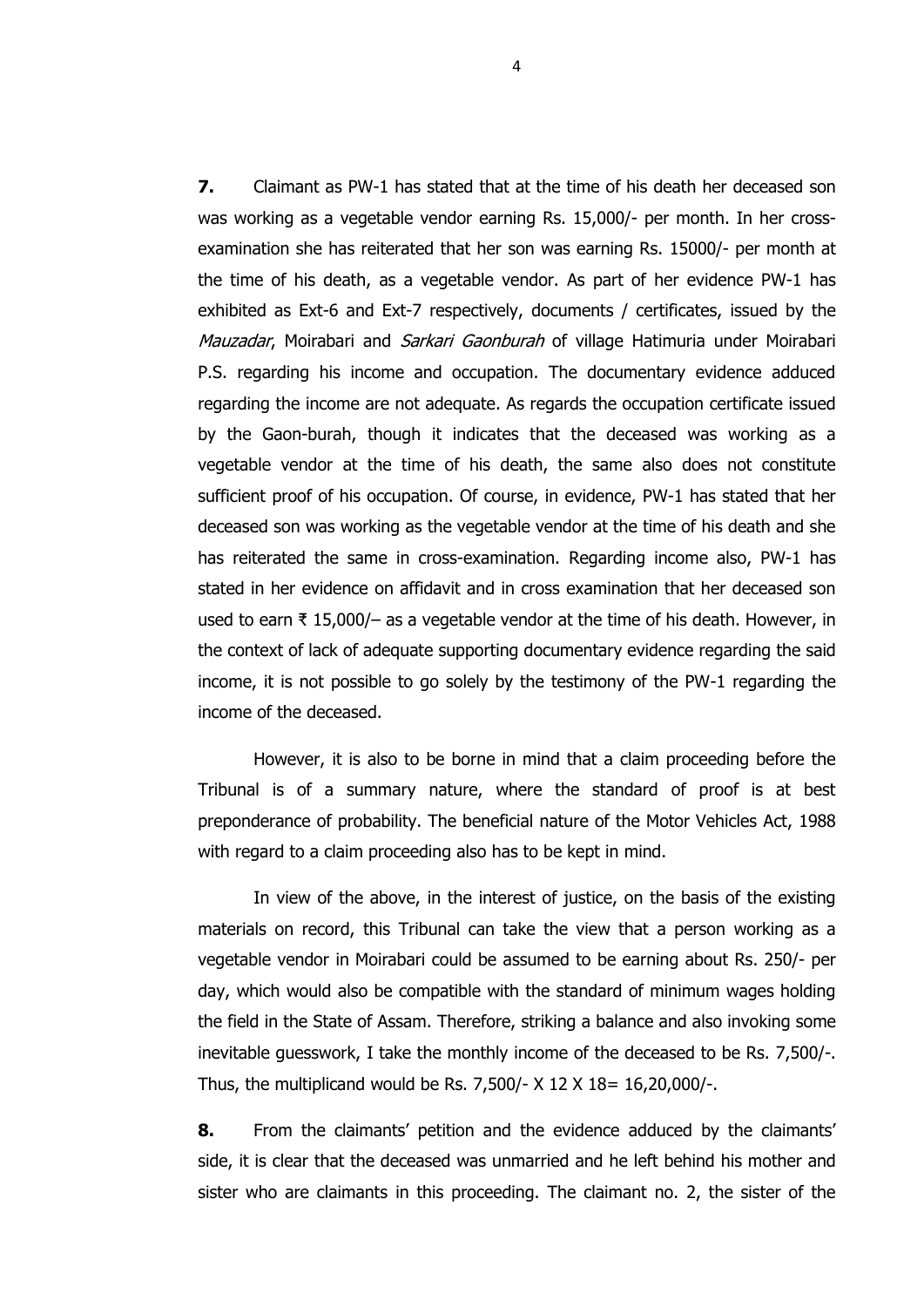**7.** Claimant as PW-1 has stated that at the time of his death her deceased son was working as a vegetable vendor earning Rs. 15,000/- per month. In her cross-examination she has reiterated that her son was earning Rs. 15000/- per month at the time of his death, as a vegetable vendor. As part of her evidence PW-1 has exhibited as Ext-6 and Ext-7 respectively, documents / certificates, issued by the *Mauzadar*, Moirabari and *Sarkari Gaonburah* of village Hatimuria under Moirabari P.S. regarding his income and occupation. The documentary evidence adduced regarding the income are not adequate. As regards the occupation certificate issued by the Gaon-burah, though it indicates that the deceased was working as a vegetable vendor at the time of his death, the same also does not constitute sufficient proof of his occupation. Of course, in evidence, PW-1 has stated that her deceased son was working as the vegetable vendor at the time of his death and she has reiterated the same in cross-examination. Regarding income also, PW-1 has stated in her evidence on affidavit and in cross examination that her deceased son used to earn ₹ 15,000/– as a vegetable vendor at the time of his death. However, in the context of lack of adequate supporting documentary evidence regarding the said income, it is not possible to go solely by the testimony of the PW-1 regarding the income of the deceased.

However, it is also to be borne in mind that a claim proceeding before the Tribunal is of a summary nature, where the standard of proof is at best preponderance of probability. The beneficial nature of the Motor Vehicles Act, 1988 with regard to a claim proceeding also has to be kept in mind.

In view of the above, in the interest of justice, on the basis of the existing materials on record, this Tribunal can take the view that a person working as a vegetable vendor in Moirabari could be assumed to be earning about Rs. 250/- per day, which would also be compatible with the standard of minimum wages holding the field in the State of Assam. Therefore, striking a balance and also invoking some inevitable guesswork, I take the monthly income of the deceased to be Rs. 7,500/-. Thus, the multiplicand would be Rs. 7,500/- X 12 X 18= 16,20,000/-.

**8.** From the claimants' petition and the evidence adduced by the claimants' side, it is clear that the deceased was unmarried and he left behind his mother and sister who are claimants in this proceeding. The claimant no. 2, the sister of the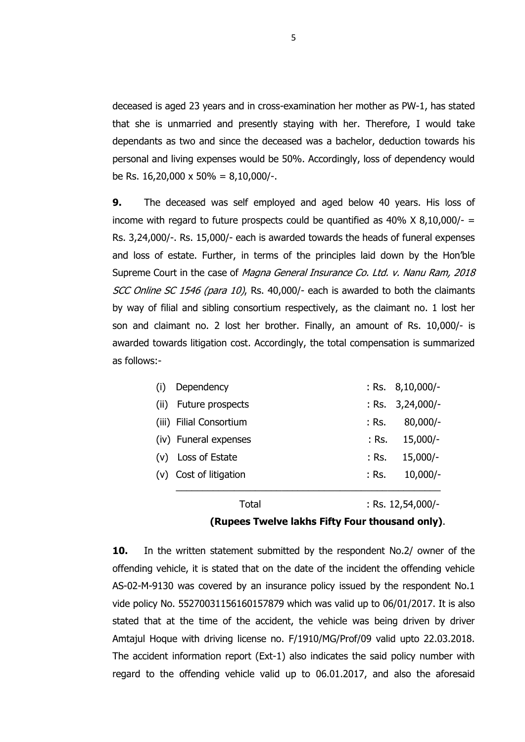deceased is aged 23 years and in cross-examination her mother as PW-1, has stated that she is unmarried and presently staying with her. Therefore, I would take dependants as two and since the deceased was a bachelor, deduction towards his personal and living expenses would be 50%. Accordingly, loss of dependency would be Rs. 16,20,000 x 50% = 8,10,000/-.

**9.** The deceased was self employed and aged below 40 years. His loss of income with regard to future prospects could be quantified as 40% X 8,10,000/- = Rs. 3,24,000/-. Rs. 15,000/- each is awarded towards the heads of funeral expenses and loss of estate. Further, in terms of the principles laid down by the Hon'ble Supreme Court in the case of *Magna General Insurance Co. Ltd. v. Nanu Ram, 2018 SCC Online SC 1546 (para 10)*, Rs. 40,000/- each is awarded to both the claimants by way of filial and sibling consortium respectively, as the claimant no. 1 lost her son and claimant no. 2 lost her brother. Finally, an amount of Rs. 10,000/- is awarded towards litigation cost. Accordingly, the total compensation is summarized as follows:-

| | | |
|---|---|---|
| (i) | Dependency | : Rs. 8,10,000/- |
| (ii) | Future prospects | : Rs. 3,24,000/- |
| (iii) | Filial Consortium | : Rs. 80,000/- |
| (iv) | Funeral expenses | : Rs. 15,000/- |
| (v) | Loss of Estate | : Rs. 15,000/- |
| (v) | Cost of litigation | : Rs. 10,000/- |
| | Total | : Rs. 12,54,000/- |

**(Rupees Twelve lakhs Fifty Four thousand only)**.

**10.** In the written statement submitted by the respondent No.2/ owner of the offending vehicle, it is stated that on the date of the incident the offending vehicle AS-02-M-9130 was covered by an insurance policy issued by the respondent No.1 vide policy No. 55270031156160157879 which was valid up to 06/01/2017. It is also stated that at the time of the accident, the vehicle was being driven by driver Amtajul Hoque with driving license no. F/1910/MG/Prof/09 valid upto 22.03.2018. The accident information report (Ext-1) also indicates the said policy number with regard to the offending vehicle valid up to 06.01.2017, and also the aforesaid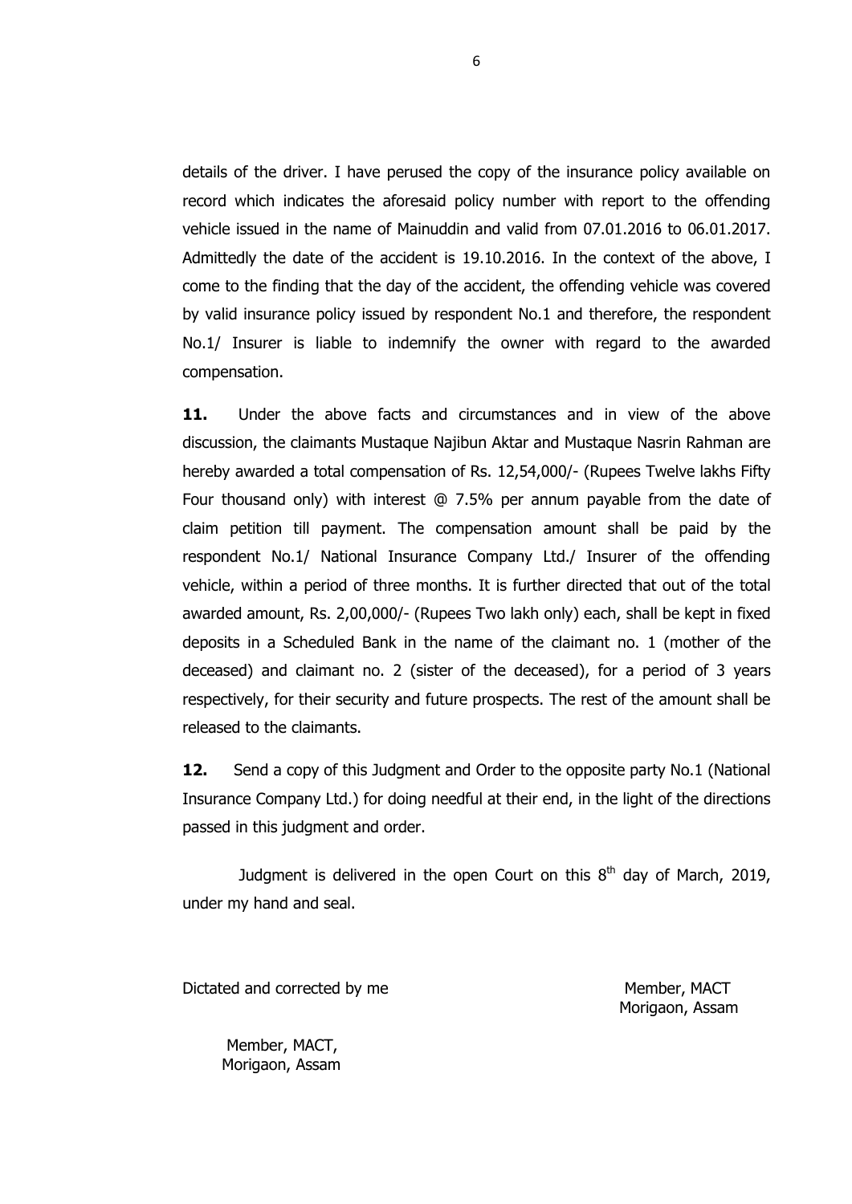details of the driver. I have perused the copy of the insurance policy available on record which indicates the aforesaid policy number with report to the offending vehicle issued in the name of Mainuddin and valid from 07.01.2016 to 06.01.2017. Admittedly the date of the accident is 19.10.2016. In the context of the above, I come to the finding that the day of the accident, the offending vehicle was covered by valid insurance policy issued by respondent No.1 and therefore, the respondent No.1/ Insurer is liable to indemnify the owner with regard to the awarded compensation.

**11.** Under the above facts and circumstances and in view of the above discussion, the claimants Mustaque Najibun Aktar and Mustaque Nasrin Rahman are hereby awarded a total compensation of Rs. 12,54,000/- (Rupees Twelve lakhs Fifty Four thousand only) with interest @ 7.5% per annum payable from the date of claim petition till payment. The compensation amount shall be paid by the respondent No.1/ National Insurance Company Ltd./ Insurer of the offending vehicle, within a period of three months. It is further directed that out of the total awarded amount, Rs. 2,00,000/- (Rupees Two lakh only) each, shall be kept in fixed deposits in a Scheduled Bank in the name of the claimant no. 1 (mother of the deceased) and claimant no. 2 (sister of the deceased), for a period of 3 years respectively, for their security and future prospects. The rest of the amount shall be released to the claimants.

**12.** Send a copy of this Judgment and Order to the opposite party No.1 (National Insurance Company Ltd.) for doing needful at their end, in the light of the directions passed in this judgment and order.

Judgment is delivered in the open Court on this 8th day of March, 2019, under my hand and seal.

Dictated and corrected by me

Member, MACT
Morigaon, Assam

Member, MACT,
Morigaon, Assam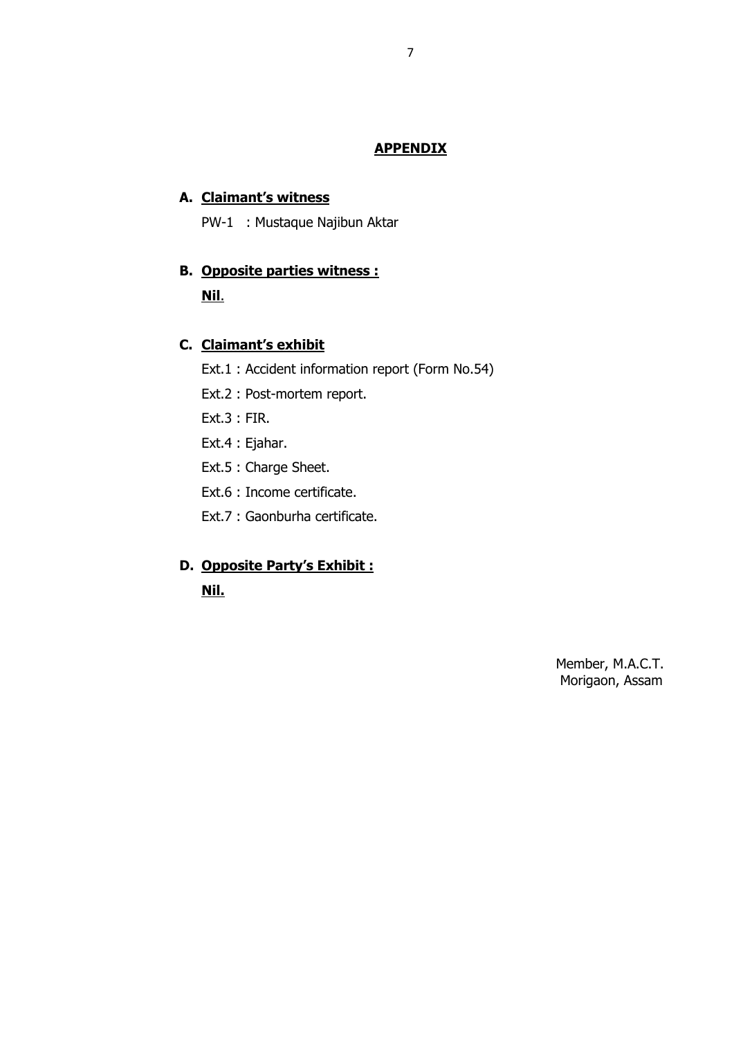## APPENDIX

**A. Claimant's witness**

PW-1 : Mustaque Najibun Aktar

**B. Opposite parties witness :**

**Nil**.

**C. Claimant's exhibit**

Ext.1 : Accident information report (Form No.54)

Ext.2 : Post-mortem report.

Ext.3 : FIR.

Ext.4 : Ejahar.

Ext.5 : Charge Sheet.

Ext.6 : Income certificate.

Ext.7 : Gaonburha certificate.

**D. Opposite Party's Exhibit :**

**Nil.**

Member, M.A.C.T.
Morigaon, Assam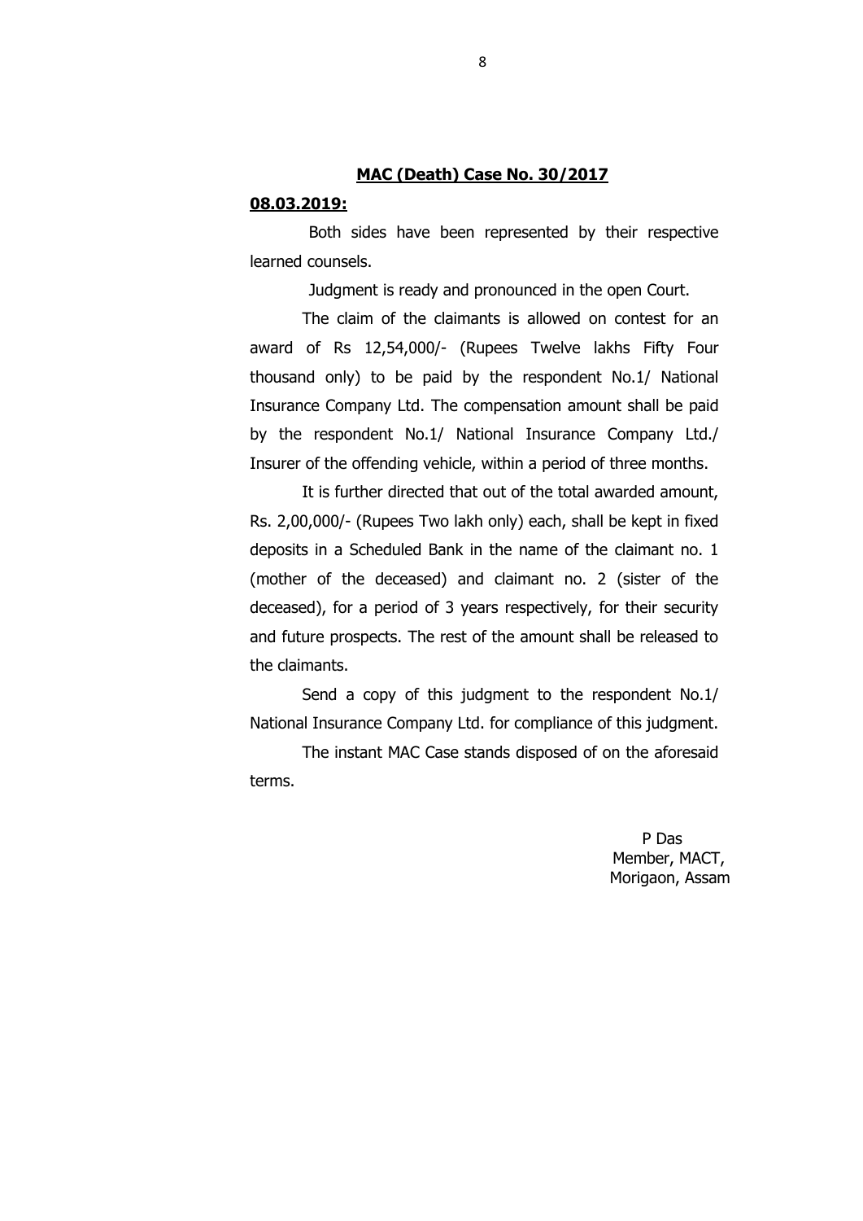**MAC (Death) Case No. 30/2017**

**08.03.2019:**

Both sides have been represented by their respective learned counsels.

Judgment is ready and pronounced in the open Court.

The claim of the claimants is allowed on contest for an award of Rs 12,54,000/- (Rupees Twelve lakhs Fifty Four thousand only) to be paid by the respondent No.1/ National Insurance Company Ltd. The compensation amount shall be paid by the respondent No.1/ National Insurance Company Ltd./ Insurer of the offending vehicle, within a period of three months.

It is further directed that out of the total awarded amount, Rs. 2,00,000/- (Rupees Two lakh only) each, shall be kept in fixed deposits in a Scheduled Bank in the name of the claimant no. 1 (mother of the deceased) and claimant no. 2 (sister of the deceased), for a period of 3 years respectively, for their security and future prospects. The rest of the amount shall be released to the claimants.

Send a copy of this judgment to the respondent No.1/ National Insurance Company Ltd. for compliance of this judgment.

The instant MAC Case stands disposed of on the aforesaid terms.

P Das
Member, MACT,
Morigaon, Assam